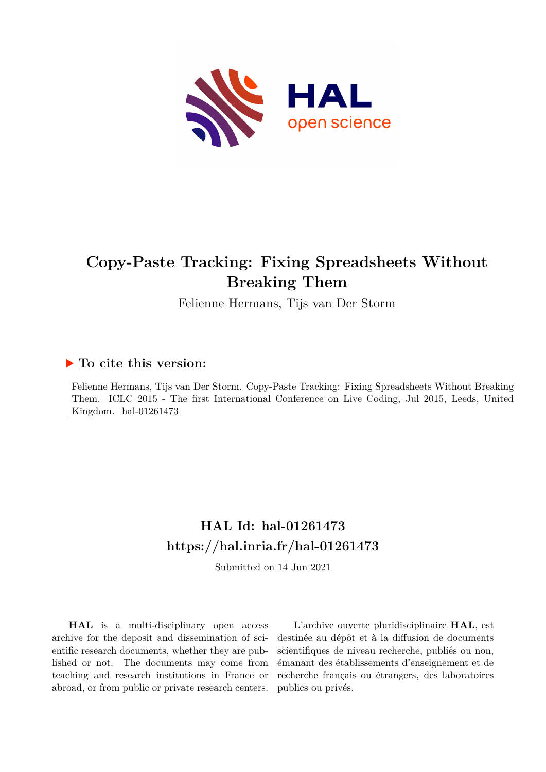# Copy-Paste Tracking: Fixing Spreadsheets Without Breaking Them

Felienne Hermans, Tijs van Der Storm

## ▶ To cite this version:

Felienne Hermans, Tijs van Der Storm. Copy-Paste Tracking: Fixing Spreadsheets Without Breaking Them. ICLC 2015 - The first International Conference on Live Coding, Jul 2015, Leeds, United Kingdom. hal-01261473

## HAL Id: hal-01261473
## https://hal.inria.fr/hal-01261473

Submitted on 14 Jun 2021

**HAL** is a multi-disciplinary open access archive for the deposit and dissemination of scientific research documents, whether they are published or not. The documents may come from teaching and research institutions in France or abroad, or from public or private research centers.

L'archive ouverte pluridisciplinaire **HAL**, est destinée au dépôt et à la diffusion de documents scientifiques de niveau recherche, publiés ou non, émanant des établissements d'enseignement et de recherche français ou étrangers, des laboratoires publics ou privés.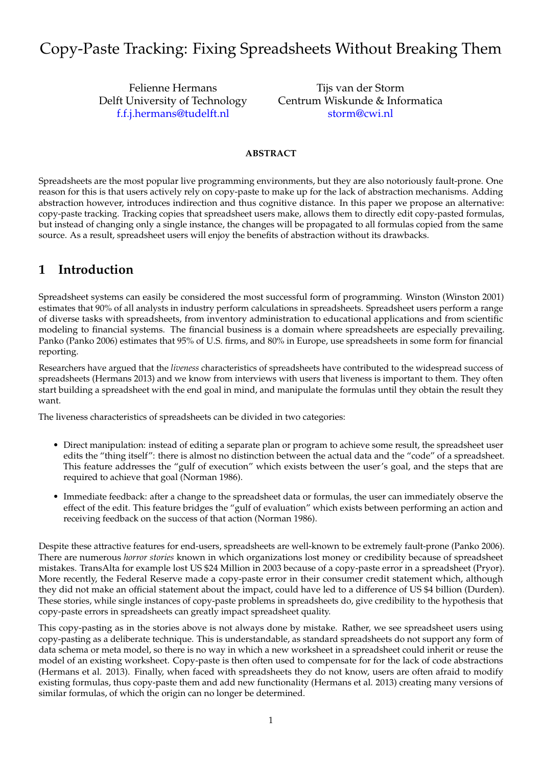# Copy-Paste Tracking: Fixing Spreadsheets Without Breaking Them

Felienne Hermans
Delft University of Technology
f.f.j.hermans@tudelft.nl

Tijs van der Storm
Centrum Wiskunde & Informatica
storm@cwi.nl

**ABSTRACT**

Spreadsheets are the most popular live programming environments, but they are also notoriously fault-prone. One reason for this is that users actively rely on copy-paste to make up for the lack of abstraction mechanisms. Adding abstraction however, introduces indirection and thus cognitive distance. In this paper we propose an alternative: copy-paste tracking. Tracking copies that spreadsheet users make, allows them to directly edit copy-pasted formulas, but instead of changing only a single instance, the changes will be propagated to all formulas copied from the same source. As a result, spreadsheet users will enjoy the benefits of abstraction without its drawbacks.

## 1 Introduction

Spreadsheet systems can easily be considered the most successful form of programming. Winston (Winston 2001) estimates that 90% of all analysts in industry perform calculations in spreadsheets. Spreadsheet users perform a range of diverse tasks with spreadsheets, from inventory administration to educational applications and from scientific modeling to financial systems. The financial business is a domain where spreadsheets are especially prevailing. Panko (Panko 2006) estimates that 95% of U.S. firms, and 80% in Europe, use spreadsheets in some form for financial reporting.

Researchers have argued that the *liveness* characteristics of spreadsheets have contributed to the widespread success of spreadsheets (Hermans 2013) and we know from interviews with users that liveness is important to them. They often start building a spreadsheet with the end goal in mind, and manipulate the formulas until they obtain the result they want.

The liveness characteristics of spreadsheets can be divided in two categories:

- Direct manipulation: instead of editing a separate plan or program to achieve some result, the spreadsheet user edits the "thing itself": there is almost no distinction between the actual data and the "code" of a spreadsheet. This feature addresses the "gulf of execution" which exists between the user's goal, and the steps that are required to achieve that goal (Norman 1986).
- Immediate feedback: after a change to the spreadsheet data or formulas, the user can immediately observe the effect of the edit. This feature bridges the "gulf of evaluation" which exists between performing an action and receiving feedback on the success of that action (Norman 1986).

Despite these attractive features for end-users, spreadsheets are well-known to be extremely fault-prone (Panko 2006). There are numerous *horror stories* known in which organizations lost money or credibility because of spreadsheet mistakes. TransAlta for example lost US $24 Million in 2003 because of a copy-paste error in a spreadsheet (Pryor). More recently, the Federal Reserve made a copy-paste error in their consumer credit statement which, although they did not make an official statement about the impact, could have led to a difference of US $4 billion (Durden). These stories, while single instances of copy-paste problems in spreadsheets do, give credibility to the hypothesis that copy-paste errors in spreadsheets can greatly impact spreadsheet quality.

This copy-pasting as in the stories above is not always done by mistake. Rather, we see spreadsheet users using copy-pasting as a deliberate technique. This is understandable, as standard spreadsheets do not support any form of data schema or meta model, so there is no way in which a new worksheet in a spreadsheet could inherit or reuse the model of an existing worksheet. Copy-paste is then often used to compensate for for the lack of code abstractions (Hermans et al. 2013). Finally, when faced with spreadsheets they do not know, users are often afraid to modify existing formulas, thus copy-paste them and add new functionality (Hermans et al. 2013) creating many versions of similar formulas, of which the origin can no longer be determined.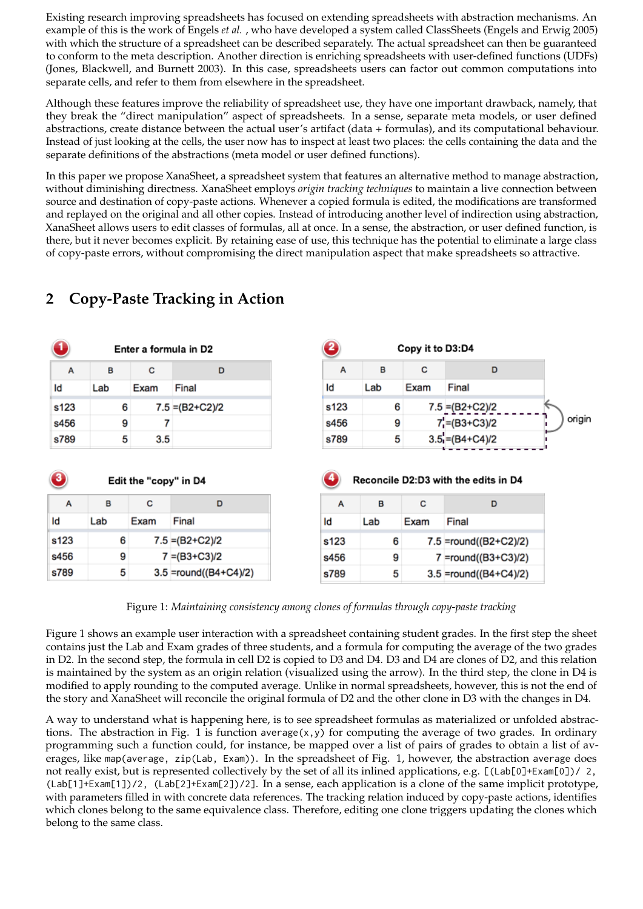Existing research improving spreadsheets has focused on extending spreadsheets with abstraction mechanisms. An example of this is the work of Engels *et al.* , who have developed a system called ClassSheets (Engels and Erwig 2005) with which the structure of a spreadsheet can be described separately. The actual spreadsheet can then be guaranteed to conform to the meta description. Another direction is enriching spreadsheets with user-defined functions (UDFs) (Jones, Blackwell, and Burnett 2003). In this case, spreadsheets users can factor out common computations into separate cells, and refer to them from elsewhere in the spreadsheet.

Although these features improve the reliability of spreadsheet use, they have one important drawback, namely, that they break the "direct manipulation" aspect of spreadsheets. In a sense, separate meta models, or user defined abstractions, create distance between the actual user's artifact (data + formulas), and its computational behaviour. Instead of just looking at the cells, the user now has to inspect at least two places: the cells containing the data and the separate definitions of the abstractions (meta model or user defined functions).

In this paper we propose XanaSheet, a spreadsheet system that features an alternative method to manage abstraction, without diminishing directness. XanaSheet employs *origin tracking techniques* to maintain a live connection between source and destination of copy-paste actions. Whenever a copied formula is edited, the modifications are transformed and replayed on the original and all other copies. Instead of introducing another level of indirection using abstraction, XanaSheet allows users to edit classes of formulas, all at once. In a sense, the abstraction, or user defined function, is there, but it never becomes explicit. By retaining ease of use, this technique has the potential to eliminate a large class of copy-paste errors, without compromising the direct manipulation aspect that make spreadsheets so attractive.

## 2 Copy-Paste Tracking in Action

**1 Enter a formula in D2**

| | A | B | C | D |
|---|---|---|---|---|
| 1 | Id | Lab | Exam | Final |
| 2 | s123 | 6 | 7.5 | =(B2+C2)/2 |
| 3 | s456 | 9 | 7 | |
| 4 | s789 | 5 | 3.5 | |

**2 Copy it to D3:D4**

| | A | B | C | D |
|---|---|---|---|---|
| 1 | Id | Lab | Exam | Final |
| 2 | s123 | 6 | 7.5 | =(B2+C2)/2 |
| 3 | s456 | 9 | 7 | =(B3+C3)/2 |
| 4 | s789 | 5 | 3.5 | =(B4+C4)/2 |

(origin)

**3 Edit the "copy" in D4**

| | A | B | C | D |
|---|---|---|---|---|
| 1 | Id | Lab | Exam | Final |
| 2 | s123 | 6 | 7.5 | =(B2+C2)/2 |
| 3 | s456 | 9 | 7 | =(B3+C3)/2 |
| 4 | s789 | 5 | 3.5 | =round((B4+C4)/2) |

**4 Reconcile D2:D3 with the edits in D4**

| | A | B | C | D |
|---|---|---|---|---|
| 1 | Id | Lab | Exam | Final |
| 2 | s123 | 6 | 7.5 | =round((B2+C2)/2) |
| 3 | s456 | 9 | 7 | =round((B3+C3)/2) |
| 4 | s789 | 5 | 3.5 | =round((B4+C4)/2) |

Figure 1: *Maintaining consistency among clones of formulas through copy-paste tracking*

Figure 1 shows an example user interaction with a spreadsheet containing student grades. In the first step the sheet contains just the Lab and Exam grades of three students, and a formula for computing the average of the two grades in D2. In the second step, the formula in cell D2 is copied to D3 and D4. D3 and D4 are clones of D2, and this relation is maintained by the system as an origin relation (visualized using the arrow). In the third step, the clone in D4 is modified to apply rounding to the computed average. Unlike in normal spreadsheets, however, this is not the end of the story and XanaSheet will reconcile the original formula of D2 and the other clone in D3 with the changes in D4.

A way to understand what is happening here, is to see spreadsheet formulas as materialized or unfolded abstractions. The abstraction in Fig. 1 is function `average(x,y)` for computing the average of two grades. In ordinary programming such a function could, for instance, be mapped over a list of pairs of grades to obtain a list of averages, like `map(average, zip(Lab, Exam))`. In the spreadsheet of Fig. 1, however, the abstraction `average` does not really exist, but is represented collectively by the set of all its inlined applications, e.g. `[(Lab[0]+Exam[0])/ 2, (Lab[1]+Exam[1])/2, (Lab[2]+Exam[2])/2]`. In a sense, each application is a clone of the same implicit prototype, with parameters filled in with concrete data references. The tracking relation induced by copy-paste actions, identifies which clones belong to the same equivalence class. Therefore, editing one clone triggers updating the clones which belong to the same class.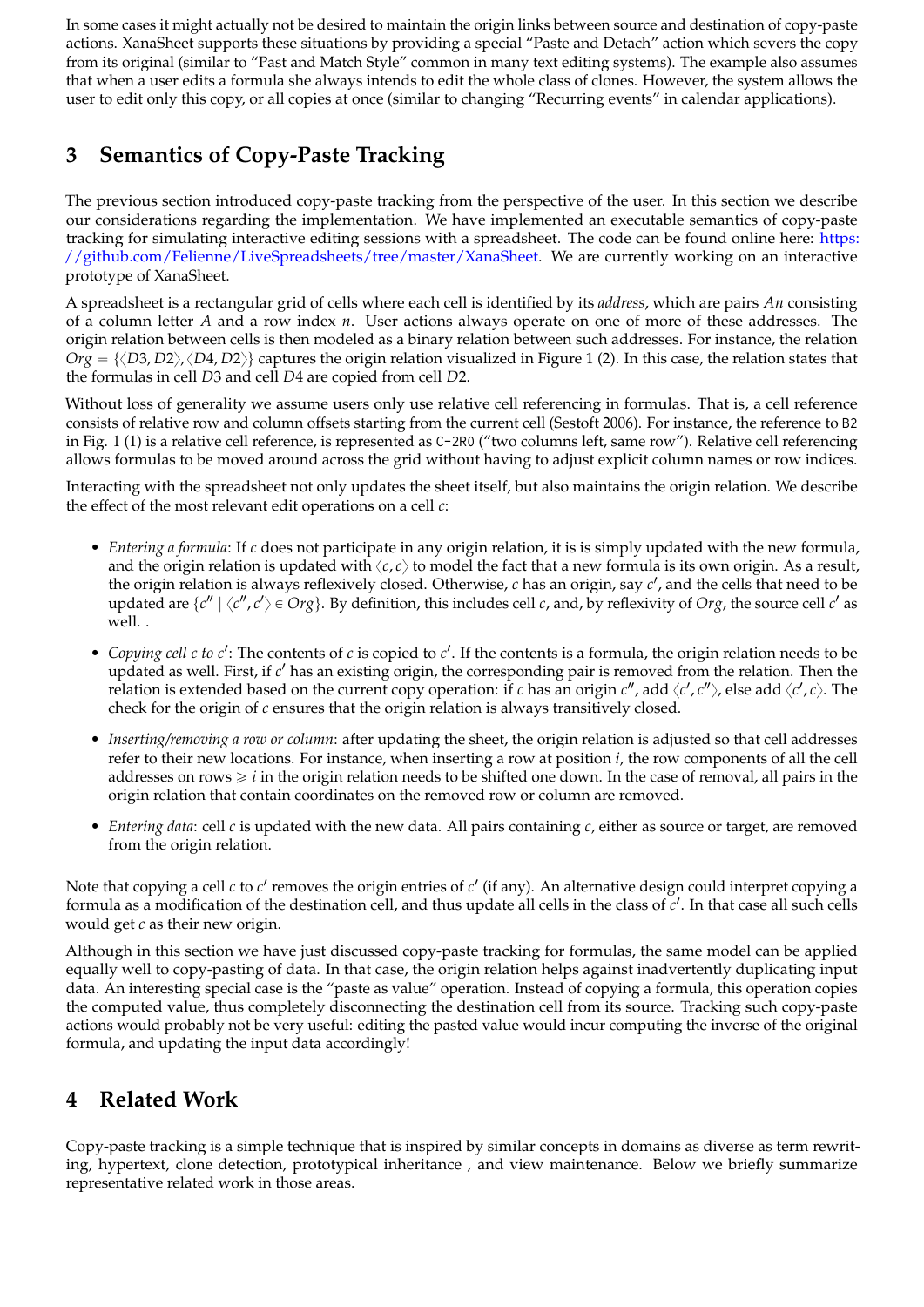In some cases it might actually not be desired to maintain the origin links between source and destination of copy-paste actions. XanaSheet supports these situations by providing a special "Paste and Detach" action which severs the copy from its original (similar to "Past and Match Style" common in many text editing systems). The example also assumes that when a user edits a formula she always intends to edit the whole class of clones. However, the system allows the user to edit only this copy, or all copies at once (similar to changing "Recurring events" in calendar applications).

## 3 Semantics of Copy-Paste Tracking

The previous section introduced copy-paste tracking from the perspective of the user. In this section we describe our considerations regarding the implementation. We have implemented an executable semantics of copy-paste tracking for simulating interactive editing sessions with a spreadsheet. The code can be found online here: https://github.com/Felienne/LiveSpreadsheets/tree/master/XanaSheet. We are currently working on an interactive prototype of XanaSheet.

A spreadsheet is a rectangular grid of cells where each cell is identified by its *address*, which are pairs $An$ consisting of a column letter $A$ and a row index $n$. User actions always operate on one of more of these addresses. The origin relation between cells is then modeled as a binary relation between such addresses. For instance, the relation $Org = \{\langle D3, D2\rangle, \langle D4, D2\rangle\}$ captures the origin relation visualized in Figure 1 (2). In this case, the relation states that the formulas in cell $D3$ and cell $D4$ are copied from cell $D2$.

Without loss of generality we assume users only use relative cell referencing in formulas. That is, a cell reference consists of relative row and column offsets starting from the current cell (Sestoft 2006). For instance, the reference to `B2` in Fig. 1 (1) is a relative cell reference, is represented as `C-2R0` ("two columns left, same row"). Relative cell referencing allows formulas to be moved around across the grid without having to adjust explicit column names or row indices.

Interacting with the spreadsheet not only updates the sheet itself, but also maintains the origin relation. We describe the effect of the most relevant edit operations on a cell $c$:

- *Entering a formula*: If $c$ does not participate in any origin relation, it is is simply updated with the new formula, and the origin relation is updated with $\langle c, c\rangle$ to model the fact that a new formula is its own origin. As a result, the origin relation is always reflexively closed. Otherwise, $c$ has an origin, say $c'$, and the cells that need to be updated are $\{c'' \mid \langle c'', c'\rangle \in Org\}$. By definition, this includes cell $c$, and, by reflexivity of $Org$, the source cell $c'$ as well. .
- *Copying cell $c$ to $c'$*: The contents of $c$ is copied to $c'$. If the contents is a formula, the origin relation needs to be updated as well. First, if $c'$ has an existing origin, the corresponding pair is removed from the relation. Then the relation is extended based on the current copy operation: if $c$ has an origin $c''$, add $\langle c', c''\rangle$, else add $\langle c', c\rangle$. The check for the origin of $c$ ensures that the origin relation is always transitively closed.
- *Inserting/removing a row or column*: after updating the sheet, the origin relation is adjusted so that cell addresses refer to their new locations. For instance, when inserting a row at position $i$, the row components of all the cell addresses on rows $\geqslant i$ in the origin relation needs to be shifted one down. In the case of removal, all pairs in the origin relation that contain coordinates on the removed row or column are removed.
- *Entering data*: cell $c$ is updated with the new data. All pairs containing $c$, either as source or target, are removed from the origin relation.

Note that copying a cell $c$ to $c'$ removes the origin entries of $c'$ (if any). An alternative design could interpret copying a formula as a modification of the destination cell, and thus update all cells in the class of $c'$. In that case all such cells would get $c$ as their new origin.

Although in this section we have just discussed copy-paste tracking for formulas, the same model can be applied equally well to copy-pasting of data. In that case, the origin relation helps against inadvertently duplicating input data. An interesting special case is the "paste as value" operation. Instead of copying a formula, this operation copies the computed value, thus completely disconnecting the destination cell from its source. Tracking such copy-paste actions would probably not be very useful: editing the pasted value would incur computing the inverse of the original formula, and updating the input data accordingly!

## 4 Related Work

Copy-paste tracking is a simple technique that is inspired by similar concepts in domains as diverse as term rewriting, hypertext, clone detection, prototypical inheritance , and view maintenance. Below we briefly summarize representative related work in those areas.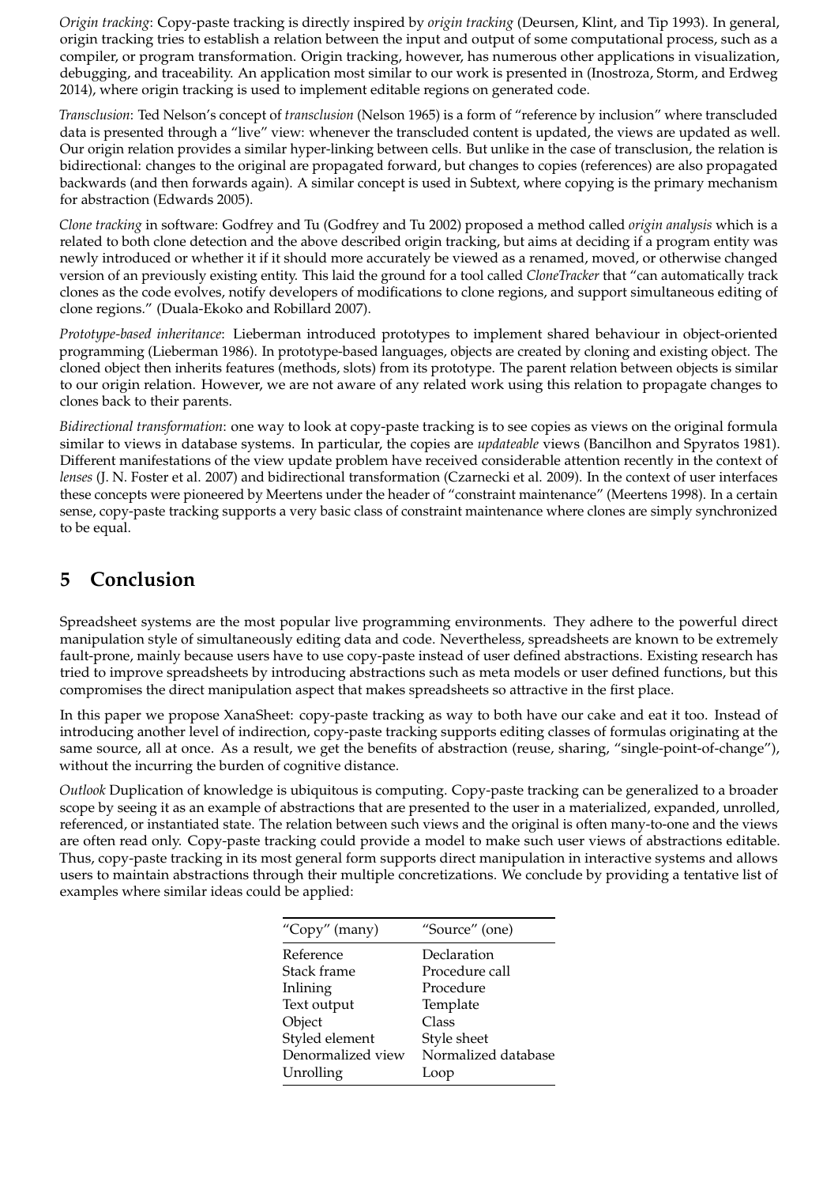*Origin tracking*: Copy-paste tracking is directly inspired by *origin tracking* (Deursen, Klint, and Tip 1993). In general, origin tracking tries to establish a relation between the input and output of some computational process, such as a compiler, or program transformation. Origin tracking, however, has numerous other applications in visualization, debugging, and traceability. An application most similar to our work is presented in (Inostroza, Storm, and Erdweg 2014), where origin tracking is used to implement editable regions on generated code.

*Transclusion*: Ted Nelson's concept of *transclusion* (Nelson 1965) is a form of "reference by inclusion" where transcluded data is presented through a "live" view: whenever the transcluded content is updated, the views are updated as well. Our origin relation provides a similar hyper-linking between cells. But unlike in the case of transclusion, the relation is bidirectional: changes to the original are propagated forward, but changes to copies (references) are also propagated backwards (and then forwards again). A similar concept is used in Subtext, where copying is the primary mechanism for abstraction (Edwards 2005).

*Clone tracking* in software: Godfrey and Tu (Godfrey and Tu 2002) proposed a method called *origin analysis* which is a related to both clone detection and the above described origin tracking, but aims at deciding if a program entity was newly introduced or whether it if it should more accurately be viewed as a renamed, moved, or otherwise changed version of an previously existing entity. This laid the ground for a tool called *CloneTracker* that "can automatically track clones as the code evolves, notify developers of modifications to clone regions, and support simultaneous editing of clone regions." (Duala-Ekoko and Robillard 2007).

*Prototype-based inheritance*: Lieberman introduced prototypes to implement shared behaviour in object-oriented programming (Lieberman 1986). In prototype-based languages, objects are created by cloning and existing object. The cloned object then inherits features (methods, slots) from its prototype. The parent relation between objects is similar to our origin relation. However, we are not aware of any related work using this relation to propagate changes to clones back to their parents.

*Bidirectional transformation*: one way to look at copy-paste tracking is to see copies as views on the original formula similar to views in database systems. In particular, the copies are *updateable* views (Bancilhon and Spyratos 1981). Different manifestations of the view update problem have received considerable attention recently in the context of *lenses* (J. N. Foster et al. 2007) and bidirectional transformation (Czarnecki et al. 2009). In the context of user interfaces these concepts were pioneered by Meertens under the header of "constraint maintenance" (Meertens 1998). In a certain sense, copy-paste tracking supports a very basic class of constraint maintenance where clones are simply synchronized to be equal.

# 5 Conclusion

Spreadsheet systems are the most popular live programming environments. They adhere to the powerful direct manipulation style of simultaneously editing data and code. Nevertheless, spreadsheets are known to be extremely fault-prone, mainly because users have to use copy-paste instead of user defined abstractions. Existing research has tried to improve spreadsheets by introducing abstractions such as meta models or user defined functions, but this compromises the direct manipulation aspect that makes spreadsheets so attractive in the first place.

In this paper we propose XanaSheet: copy-paste tracking as way to both have our cake and eat it too. Instead of introducing another level of indirection, copy-paste tracking supports editing classes of formulas originating at the same source, all at once. As a result, we get the benefits of abstraction (reuse, sharing, "single-point-of-change"), without the incurring the burden of cognitive distance.

*Outlook* Duplication of knowledge is ubiquitous is computing. Copy-paste tracking can be generalized to a broader scope by seeing it as an example of abstractions that are presented to the user in a materialized, expanded, unrolled, referenced, or instantiated state. The relation between such views and the original is often many-to-one and the views are often read only. Copy-paste tracking could provide a model to make such user views of abstractions editable. Thus, copy-paste tracking in its most general form supports direct manipulation in interactive systems and allows users to maintain abstractions through their multiple concretizations. We conclude by providing a tentative list of examples where similar ideas could be applied:

| "Copy" (many) | "Source" (one) |
|---|---|
| Reference | Declaration |
| Stack frame | Procedure call |
| Inlining | Procedure |
| Text output | Template |
| Object | Class |
| Styled element | Style sheet |
| Denormalized view | Normalized database |
| Unrolling | Loop |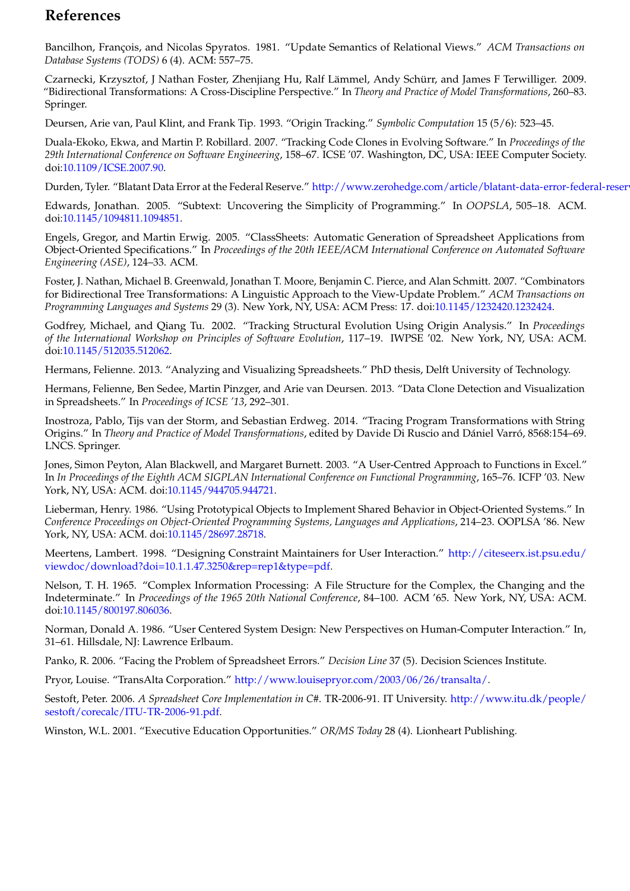# References

Bancilhon, François, and Nicolas Spyratos. 1981. "Update Semantics of Relational Views." *ACM Transactions on Database Systems (TODS)* 6 (4). ACM: 557–75.

Czarnecki, Krzysztof, J Nathan Foster, Zhenjiang Hu, Ralf Lämmel, Andy Schürr, and James F Terwilliger. 2009. "Bidirectional Transformations: A Cross-Discipline Perspective." In *Theory and Practice of Model Transformations*, 260–83. Springer.

Deursen, Arie van, Paul Klint, and Frank Tip. 1993. "Origin Tracking." *Symbolic Computation* 15 (5/6): 523–45.

Duala-Ekoko, Ekwa, and Martin P. Robillard. 2007. "Tracking Code Clones in Evolving Software." In *Proceedings of the 29th International Conference on Software Engineering*, 158–67. ICSE '07. Washington, DC, USA: IEEE Computer Society. doi:10.1109/ICSE.2007.90.

Durden, Tyler. "Blatant Data Error at the Federal Reserve." http://www.zerohedge.com/article/blatant-data-error-federal-reserv

Edwards, Jonathan. 2005. "Subtext: Uncovering the Simplicity of Programming." In *OOPSLA*, 505–18. ACM. doi:10.1145/1094811.1094851.

Engels, Gregor, and Martin Erwig. 2005. "ClassSheets: Automatic Generation of Spreadsheet Applications from Object-Oriented Specifications." In *Proceedings of the 20th IEEE/ACM International Conference on Automated Software Engineering (ASE)*, 124–33. ACM.

Foster, J. Nathan, Michael B. Greenwald, Jonathan T. Moore, Benjamin C. Pierce, and Alan Schmitt. 2007. "Combinators for Bidirectional Tree Transformations: A Linguistic Approach to the View-Update Problem." *ACM Transactions on Programming Languages and Systems* 29 (3). New York, NY, USA: ACM Press: 17. doi:10.1145/1232420.1232424.

Godfrey, Michael, and Qiang Tu. 2002. "Tracking Structural Evolution Using Origin Analysis." In *Proceedings of the International Workshop on Principles of Software Evolution*, 117–19. IWPSE '02. New York, NY, USA: ACM. doi:10.1145/512035.512062.

Hermans, Felienne. 2013. "Analyzing and Visualizing Spreadsheets." PhD thesis, Delft University of Technology.

Hermans, Felienne, Ben Sedee, Martin Pinzger, and Arie van Deursen. 2013. "Data Clone Detection and Visualization in Spreadsheets." In *Proceedings of ICSE '13*, 292–301.

Inostroza, Pablo, Tijs van der Storm, and Sebastian Erdweg. 2014. "Tracing Program Transformations with String Origins." In *Theory and Practice of Model Transformations*, edited by Davide Di Ruscio and Dániel Varró, 8568:154–69. LNCS. Springer.

Jones, Simon Peyton, Alan Blackwell, and Margaret Burnett. 2003. "A User-Centred Approach to Functions in Excel." In *In Proceedings of the Eighth ACM SIGPLAN International Conference on Functional Programming*, 165–76. ICFP '03. New York, NY, USA: ACM. doi:10.1145/944705.944721.

Lieberman, Henry. 1986. "Using Prototypical Objects to Implement Shared Behavior in Object-Oriented Systems." In *Conference Proceedings on Object-Oriented Programming Systems, Languages and Applications*, 214–23. OOPSLA '86. New York, NY, USA: ACM. doi:10.1145/28697.28718.

Meertens, Lambert. 1998. "Designing Constraint Maintainers for User Interaction." http://citeseerx.ist.psu.edu/viewdoc/download?doi=10.1.1.47.3250&rep=rep1&type=pdf.

Nelson, T. H. 1965. "Complex Information Processing: A File Structure for the Complex, the Changing and the Indeterminate." In *Proceedings of the 1965 20th National Conference*, 84–100. ACM '65. New York, NY, USA: ACM. doi:10.1145/800197.806036.

Norman, Donald A. 1986. "User Centered System Design: New Perspectives on Human-Computer Interaction." In, 31–61. Hillsdale, NJ: Lawrence Erlbaum.

Panko, R. 2006. "Facing the Problem of Spreadsheet Errors." *Decision Line* 37 (5). Decision Sciences Institute.

Pryor, Louise. "TransAlta Corporation." http://www.louisepryor.com/2003/06/26/transalta/.

Sestoft, Peter. 2006. *A Spreadsheet Core Implementation in C#*. TR-2006-91. IT University. http://www.itu.dk/people/sestoft/corecalc/ITU-TR-2006-91.pdf.

Winston, W.L. 2001. "Executive Education Opportunities." *OR/MS Today* 28 (4). Lionheart Publishing.